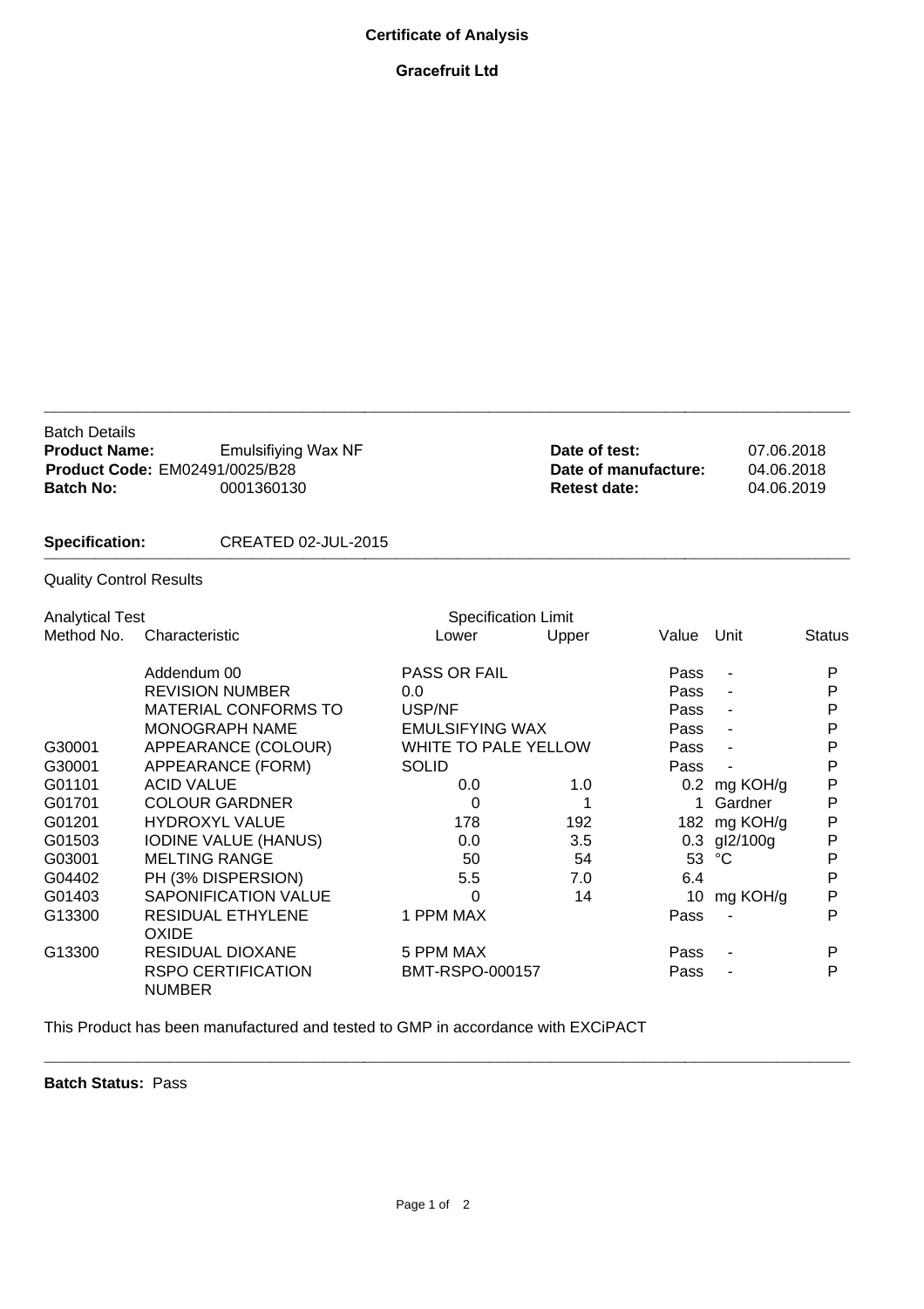# Certificate of Analysis

## Gracefruit Ltd

Batch Details

| | | | |
|---|---|---|---|
| **Product Name:** | Emulsifiying Wax NF | **Date of test:** | 07.06.2018 |
| **Product Code:** | EM02491/0025/B28 | **Date of manufacture:** | 04.06.2018 |
| **Batch No:** | 0001360130 | **Retest date:** | 04.06.2019 |

**Specification:** CREATED 02-JUL-2015

Quality Control Results

| Analytical Test Method No. | Characteristic | Specification Limit Lower | Specification Limit Upper | Value | Unit | Status |
|---|---|---|---|---|---|---|
| | Addendum 00 | PASS OR FAIL | | Pass | - | P |
| | REVISION NUMBER | 0.0 | | Pass | - | P |
| | MATERIAL CONFORMS TO | USP/NF | | Pass | - | P |
| | MONOGRAPH NAME | EMULSIFYING WAX | | Pass | - | P |
| G30001 | APPEARANCE (COLOUR) | WHITE TO PALE YELLOW | | Pass | - | P |
| G30001 | APPEARANCE (FORM) | SOLID | | Pass | - | P |
| G01101 | ACID VALUE | 0.0 | 1.0 | 0.2 | mg KOH/g | P |
| G01701 | COLOUR GARDNER | 0 | 1 | 1 | Gardner | P |
| G01201 | HYDROXYL VALUE | 178 | 192 | 182 | mg KOH/g | P |
| G01503 | IODINE VALUE (HANUS) | 0.0 | 3.5 | 0.3 | gI2/100g | P |
| G03001 | MELTING RANGE | 50 | 54 | 53 | °C | P |
| G04402 | PH (3% DISPERSION) | 5.5 | 7.0 | 6.4 | | P |
| G01403 | SAPONIFICATION VALUE | 0 | 14 | 10 | mg KOH/g | P |
| G13300 | RESIDUAL ETHYLENE OXIDE | 1 PPM MAX | | Pass | - | P |
| G13300 | RESIDUAL DIOXANE | 5 PPM MAX | | Pass | - | P |
| | RSPO CERTIFICATION NUMBER | BMT-RSPO-000157 | | Pass | - | P |

This Product has been manufactured and tested to GMP in accordance with EXCiPACT

**Batch Status:** Pass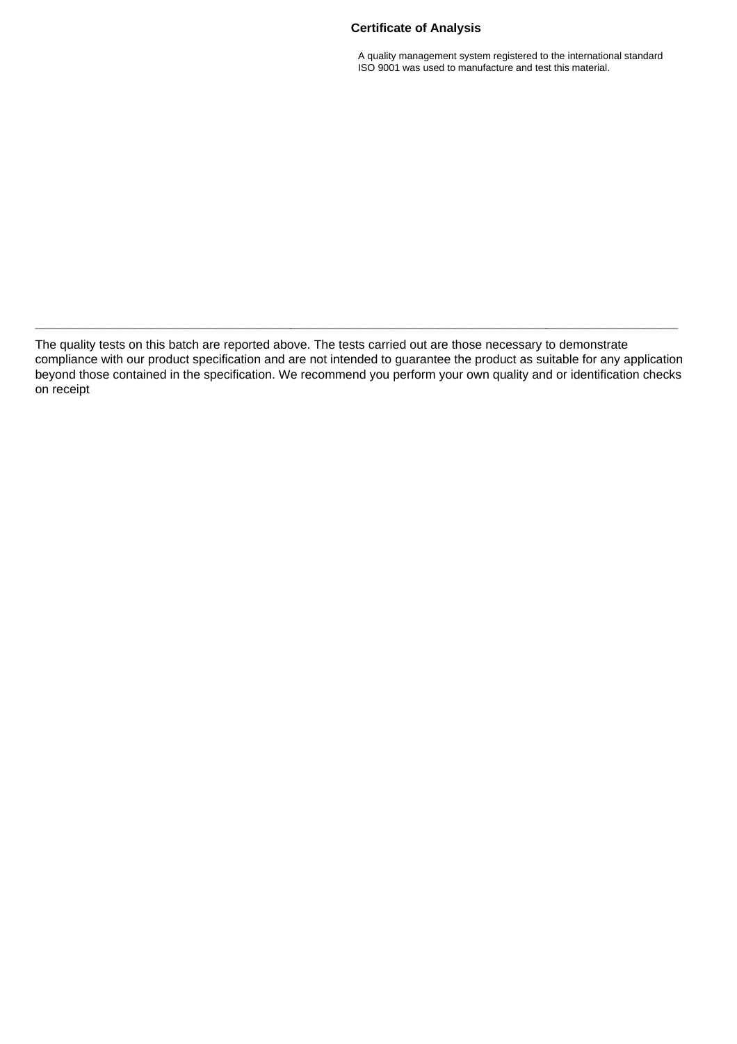**Certificate of Analysis**

A quality management system registered to the international standard ISO 9001 was used to manufacture and test this material.

---

The quality tests on this batch are reported above. The tests carried out are those necessary to demonstrate compliance with our product specification and are not intended to guarantee the product as suitable for any application beyond those contained in the specification. We recommend you perform your own quality and or identification checks on receipt